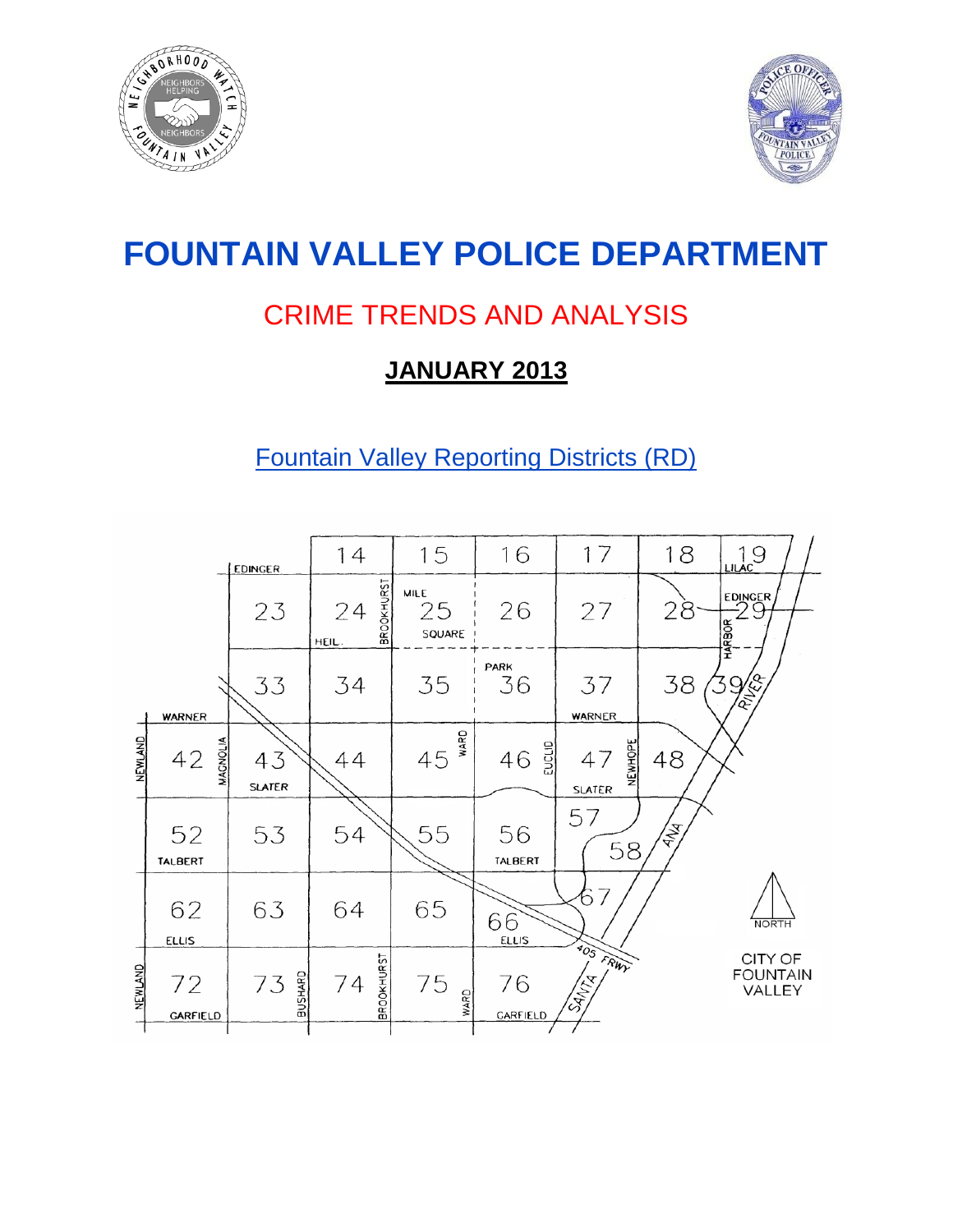# FOUNTAIN VALLEY POLICE DEPARTMENT

## CRIME TRENDS AND ANALYSIS

## **JANUARY 2013**

Fountain Valley Reporting Districts (RD)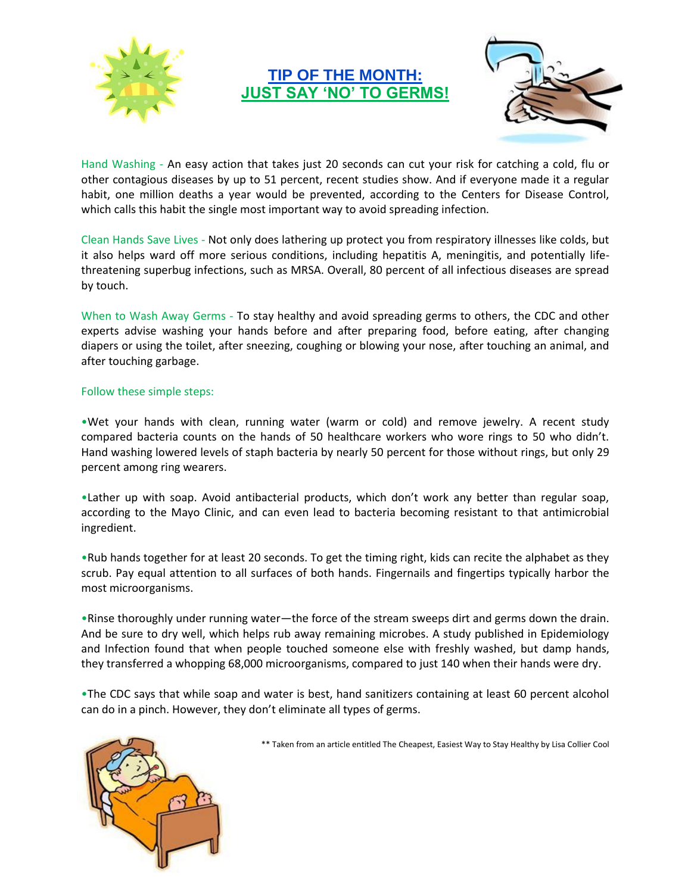# TIP OF THE MONTH: JUST SAY 'NO' TO GERMS!

Hand Washing - An easy action that takes just 20 seconds can cut your risk for catching a cold, flu or other contagious diseases by up to 51 percent, recent studies show. And if everyone made it a regular habit, one million deaths a year would be prevented, according to the Centers for Disease Control, which calls this habit the single most important way to avoid spreading infection.

Clean Hands Save Lives - Not only does lathering up protect you from respiratory illnesses like colds, but it also helps ward off more serious conditions, including hepatitis A, meningitis, and potentially life-threatening superbug infections, such as MRSA. Overall, 80 percent of all infectious diseases are spread by touch.

When to Wash Away Germs - To stay healthy and avoid spreading germs to others, the CDC and other experts advise washing your hands before and after preparing food, before eating, after changing diapers or using the toilet, after sneezing, coughing or blowing your nose, after touching an animal, and after touching garbage.

Follow these simple steps:

- Wet your hands with clean, running water (warm or cold) and remove jewelry. A recent study compared bacteria counts on the hands of 50 healthcare workers who wore rings to 50 who didn't. Hand washing lowered levels of staph bacteria by nearly 50 percent for those without rings, but only 29 percent among ring wearers.

- Lather up with soap. Avoid antibacterial products, which don't work any better than regular soap, according to the Mayo Clinic, and can even lead to bacteria becoming resistant to that antimicrobial ingredient.

- Rub hands together for at least 20 seconds. To get the timing right, kids can recite the alphabet as they scrub. Pay equal attention to all surfaces of both hands. Fingernails and fingertips typically harbor the most microorganisms.

- Rinse thoroughly under running water—the force of the stream sweeps dirt and germs down the drain. And be sure to dry well, which helps rub away remaining microbes. A study published in Epidemiology and Infection found that when people touched someone else with freshly washed, but damp hands, they transferred a whopping 68,000 microorganisms, compared to just 140 when their hands were dry.

- The CDC says that while soap and water is best, hand sanitizers containing at least 60 percent alcohol can do in a pinch. However, they don't eliminate all types of germs.

** Taken from an article entitled The Cheapest, Easiest Way to Stay Healthy by Lisa Collier Cool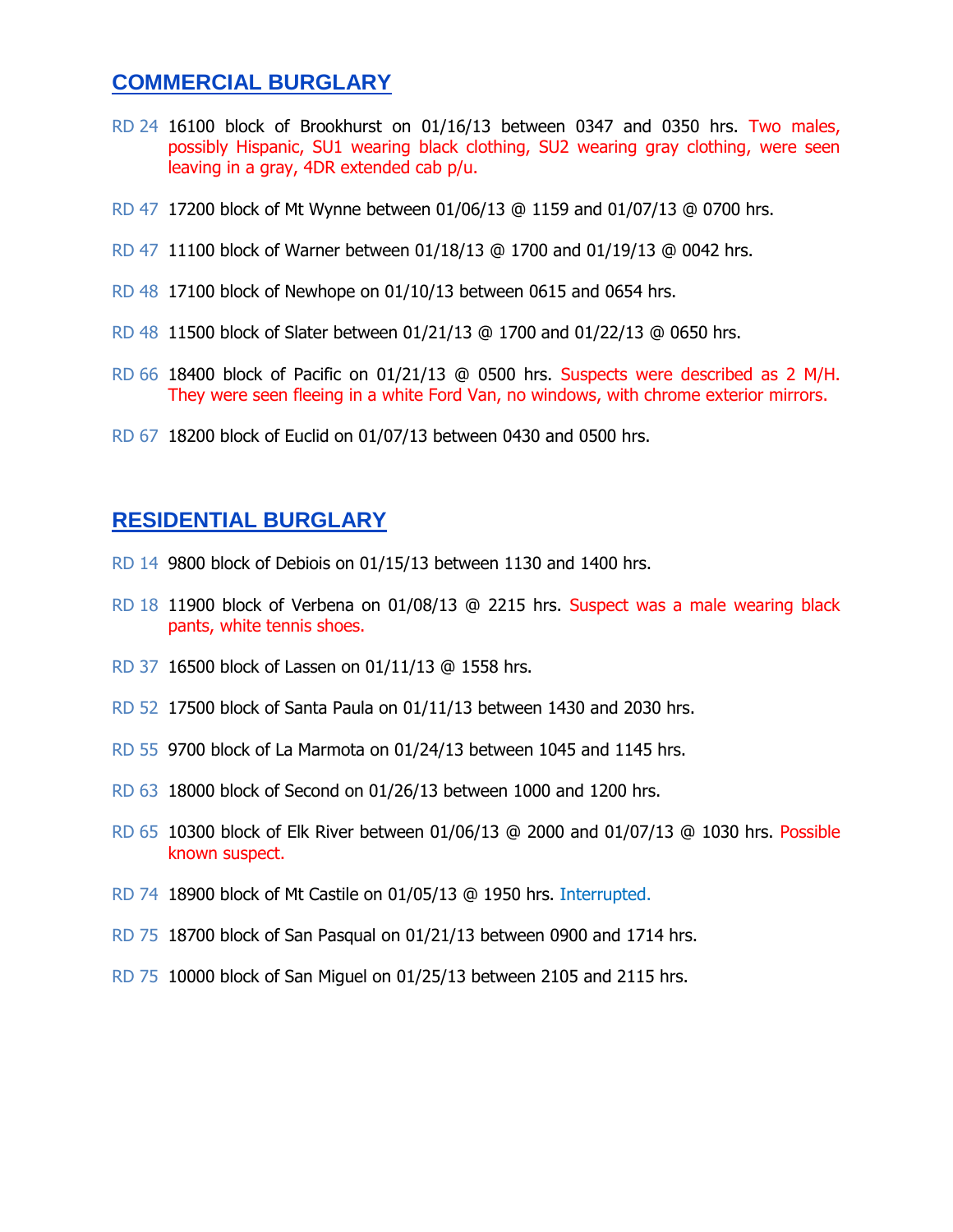## COMMERCIAL BURGLARY

RD 24 16100 block of Brookhurst on 01/16/13 between 0347 and 0350 hrs. Two males, possibly Hispanic, SU1 wearing black clothing, SU2 wearing gray clothing, were seen leaving in a gray, 4DR extended cab p/u.

RD 47 17200 block of Mt Wynne between 01/06/13 @ 1159 and 01/07/13 @ 0700 hrs.

RD 47 11100 block of Warner between 01/18/13 @ 1700 and 01/19/13 @ 0042 hrs.

RD 48 17100 block of Newhope on 01/10/13 between 0615 and 0654 hrs.

RD 48 11500 block of Slater between 01/21/13 @ 1700 and 01/22/13 @ 0650 hrs.

RD 66 18400 block of Pacific on 01/21/13 @ 0500 hrs. Suspects were described as 2 M/H. They were seen fleeing in a white Ford Van, no windows, with chrome exterior mirrors.

RD 67 18200 block of Euclid on 01/07/13 between 0430 and 0500 hrs.

## RESIDENTIAL BURGLARY

RD 14 9800 block of Debiois on 01/15/13 between 1130 and 1400 hrs.

RD 18 11900 block of Verbena on 01/08/13 @ 2215 hrs. Suspect was a male wearing black pants, white tennis shoes.

RD 37 16500 block of Lassen on 01/11/13 @ 1558 hrs.

RD 52 17500 block of Santa Paula on 01/11/13 between 1430 and 2030 hrs.

RD 55 9700 block of La Marmota on 01/24/13 between 1045 and 1145 hrs.

RD 63 18000 block of Second on 01/26/13 between 1000 and 1200 hrs.

RD 65 10300 block of Elk River between 01/06/13 @ 2000 and 01/07/13 @ 1030 hrs. Possible known suspect.

RD 74 18900 block of Mt Castile on 01/05/13 @ 1950 hrs. Interrupted.

RD 75 18700 block of San Pasqual on 01/21/13 between 0900 and 1714 hrs.

RD 75 10000 block of San Miguel on 01/25/13 between 2105 and 2115 hrs.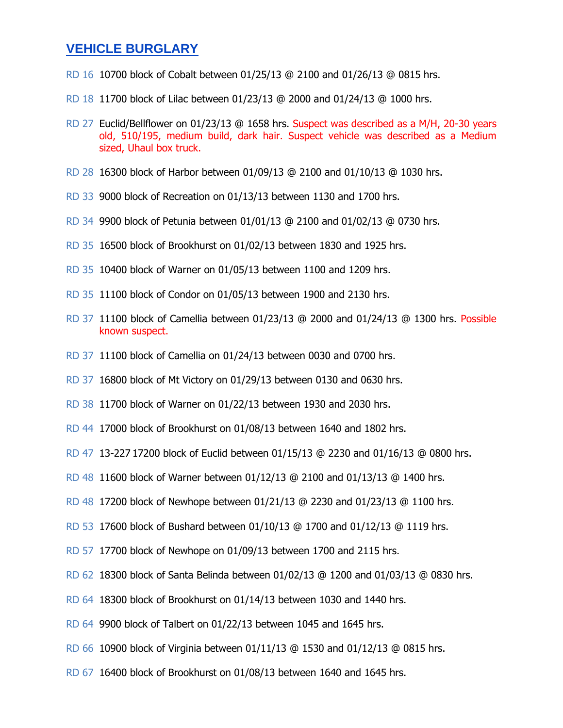## VEHICLE BURGLARY

RD 16 10700 block of Cobalt between 01/25/13 @ 2100 and 01/26/13 @ 0815 hrs.

RD 18 11700 block of Lilac between 01/23/13 @ 2000 and 01/24/13 @ 1000 hrs.

RD 27 Euclid/Bellflower on 01/23/13 @ 1658 hrs. Suspect was described as a M/H, 20-30 years old, 510/195, medium build, dark hair. Suspect vehicle was described as a Medium sized, Uhaul box truck.

RD 28 16300 block of Harbor between 01/09/13 @ 2100 and 01/10/13 @ 1030 hrs.

RD 33 9000 block of Recreation on 01/13/13 between 1130 and 1700 hrs.

RD 34 9900 block of Petunia between 01/01/13 @ 2100 and 01/02/13 @ 0730 hrs.

RD 35 16500 block of Brookhurst on 01/02/13 between 1830 and 1925 hrs.

RD 35 10400 block of Warner on 01/05/13 between 1100 and 1209 hrs.

RD 35 11100 block of Condor on 01/05/13 between 1900 and 2130 hrs.

RD 37 11100 block of Camellia between 01/23/13 @ 2000 and 01/24/13 @ 1300 hrs. Possible known suspect.

RD 37 11100 block of Camellia on 01/24/13 between 0030 and 0700 hrs.

RD 37 16800 block of Mt Victory on 01/29/13 between 0130 and 0630 hrs.

RD 38 11700 block of Warner on 01/22/13 between 1930 and 2030 hrs.

RD 44 17000 block of Brookhurst on 01/08/13 between 1640 and 1802 hrs.

RD 47 13-227 17200 block of Euclid between 01/15/13 @ 2230 and 01/16/13 @ 0800 hrs.

RD 48 11600 block of Warner between 01/12/13 @ 2100 and 01/13/13 @ 1400 hrs.

RD 48 17200 block of Newhope between 01/21/13 @ 2230 and 01/23/13 @ 1100 hrs.

RD 53 17600 block of Bushard between 01/10/13 @ 1700 and 01/12/13 @ 1119 hrs.

RD 57 17700 block of Newhope on 01/09/13 between 1700 and 2115 hrs.

RD 62 18300 block of Santa Belinda between 01/02/13 @ 1200 and 01/03/13 @ 0830 hrs.

RD 64 18300 block of Brookhurst on 01/14/13 between 1030 and 1440 hrs.

RD 64 9900 block of Talbert on 01/22/13 between 1045 and 1645 hrs.

RD 66 10900 block of Virginia between 01/11/13 @ 1530 and 01/12/13 @ 0815 hrs.

RD 67 16400 block of Brookhurst on 01/08/13 between 1640 and 1645 hrs.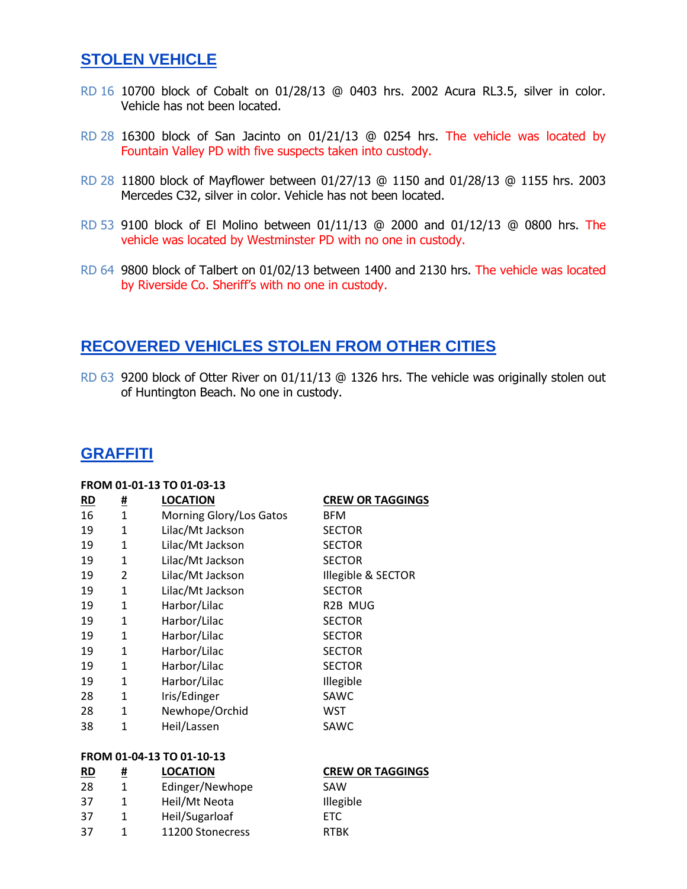## STOLEN VEHICLE

RD 16 10700 block of Cobalt on 01/28/13 @ 0403 hrs. 2002 Acura RL3.5, silver in color. Vehicle has not been located.

RD 28 16300 block of San Jacinto on 01/21/13 @ 0254 hrs. The vehicle was located by Fountain Valley PD with five suspects taken into custody.

RD 28 11800 block of Mayflower between 01/27/13 @ 1150 and 01/28/13 @ 1155 hrs. 2003 Mercedes C32, silver in color. Vehicle has not been located.

RD 53 9100 block of El Molino between 01/11/13 @ 2000 and 01/12/13 @ 0800 hrs. The vehicle was located by Westminster PD with no one in custody.

RD 64 9800 block of Talbert on 01/02/13 between 1400 and 2130 hrs. The vehicle was located by Riverside Co. Sheriff's with no one in custody.

## RECOVERED VEHICLES STOLEN FROM OTHER CITIES

RD 63 9200 block of Otter River on 01/11/13 @ 1326 hrs. The vehicle was originally stolen out of Huntington Beach. No one in custody.

## GRAFFITI

**FROM 01-01-13 TO 01-03-13**

| RD | # | LOCATION | CREW OR TAGGINGS |
|---|---|---|---|
| 16 | 1 | Morning Glory/Los Gatos | BFM |
| 19 | 1 | Lilac/Mt Jackson | SECTOR |
| 19 | 1 | Lilac/Mt Jackson | SECTOR |
| 19 | 1 | Lilac/Mt Jackson | SECTOR |
| 19 | 2 | Lilac/Mt Jackson | Illegible & SECTOR |
| 19 | 1 | Lilac/Mt Jackson | SECTOR |
| 19 | 1 | Harbor/Lilac | R2B MUG |
| 19 | 1 | Harbor/Lilac | SECTOR |
| 19 | 1 | Harbor/Lilac | SECTOR |
| 19 | 1 | Harbor/Lilac | SECTOR |
| 19 | 1 | Harbor/Lilac | SECTOR |
| 19 | 1 | Harbor/Lilac | Illegible |
| 28 | 1 | Iris/Edinger | SAWC |
| 28 | 1 | Newhope/Orchid | WST |
| 38 | 1 | Heil/Lassen | SAWC |

**FROM 01-04-13 TO 01-10-13**

| RD | # | LOCATION | CREW OR TAGGINGS |
|---|---|---|---|
| 28 | 1 | Edinger/Newhope | SAW |
| 37 | 1 | Heil/Mt Neota | Illegible |
| 37 | 1 | Heil/Sugarloaf | ETC |
| 37 | 1 | 11200 Stonecress | RTBK |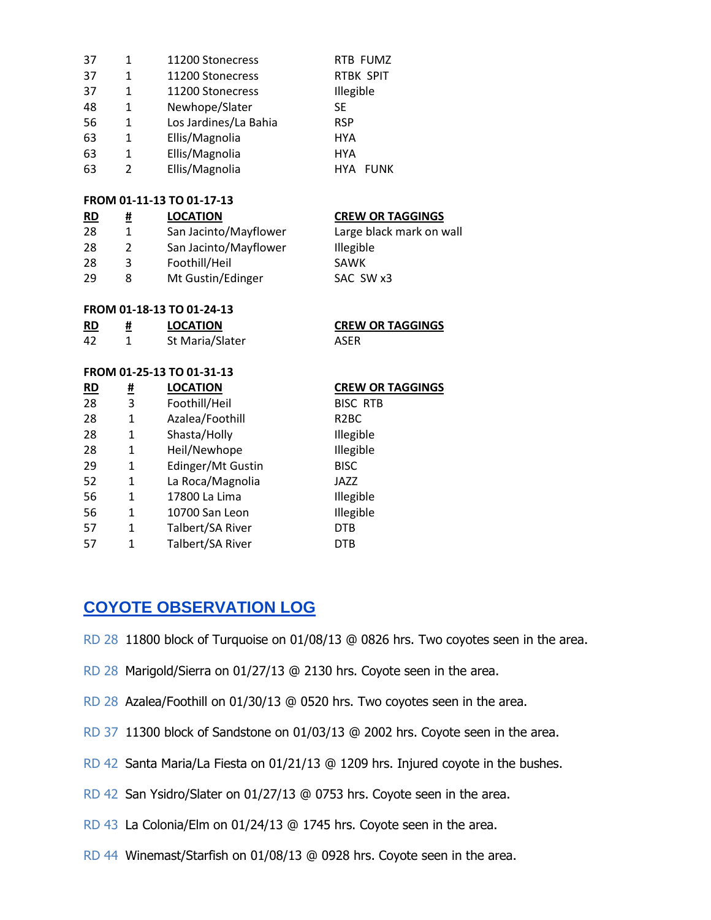| RD | # | LOCATION | CREW OR TAGGINGS |
|---|---|---|---|
| 37 | 1 | 11200 Stonecress | RTB FUMZ |
| 37 | 1 | 11200 Stonecress | RTBK SPIT |
| 37 | 1 | 11200 Stonecress | Illegible |
| 48 | 1 | Newhope/Slater | SE |
| 56 | 1 | Los Jardines/La Bahia | RSP |
| 63 | 1 | Ellis/Magnolia | HYA |
| 63 | 1 | Ellis/Magnolia | HYA |
| 63 | 2 | Ellis/Magnolia | HYA FUNK |

**FROM 01-11-13 TO 01-17-13**

| RD | # | LOCATION | CREW OR TAGGINGS |
|---|---|---|---|
| 28 | 1 | San Jacinto/Mayflower | Large black mark on wall |
| 28 | 2 | San Jacinto/Mayflower | Illegible |
| 28 | 3 | Foothill/Heil | SAWK |
| 29 | 8 | Mt Gustin/Edinger | SAC SW x3 |

**FROM 01-18-13 TO 01-24-13**

| RD | # | LOCATION | CREW OR TAGGINGS |
|---|---|---|---|
| 42 | 1 | St Maria/Slater | ASER |

**FROM 01-25-13 TO 01-31-13**

| RD | # | LOCATION | CREW OR TAGGINGS |
|---|---|---|---|
| 28 | 3 | Foothill/Heil | BISC RTB |
| 28 | 1 | Azalea/Foothill | R2BC |
| 28 | 1 | Shasta/Holly | Illegible |
| 28 | 1 | Heil/Newhope | Illegible |
| 29 | 1 | Edinger/Mt Gustin | BISC |
| 52 | 1 | La Roca/Magnolia | JAZZ |
| 56 | 1 | 17800 La Lima | Illegible |
| 56 | 1 | 10700 San Leon | Illegible |
| 57 | 1 | Talbert/SA River | DTB |
| 57 | 1 | Talbert/SA River | DTB |

## COYOTE OBSERVATION LOG

RD 28 11800 block of Turquoise on 01/08/13 @ 0826 hrs. Two coyotes seen in the area.

RD 28 Marigold/Sierra on 01/27/13 @ 2130 hrs. Coyote seen in the area.

RD 28 Azalea/Foothill on 01/30/13 @ 0520 hrs. Two coyotes seen in the area.

RD 37 11300 block of Sandstone on 01/03/13 @ 2002 hrs. Coyote seen in the area.

RD 42 Santa Maria/La Fiesta on 01/21/13 @ 1209 hrs. Injured coyote in the bushes.

RD 42 San Ysidro/Slater on 01/27/13 @ 0753 hrs. Coyote seen in the area.

RD 43 La Colonia/Elm on 01/24/13 @ 1745 hrs. Coyote seen in the area.

RD 44 Winemast/Starfish on 01/08/13 @ 0928 hrs. Coyote seen in the area.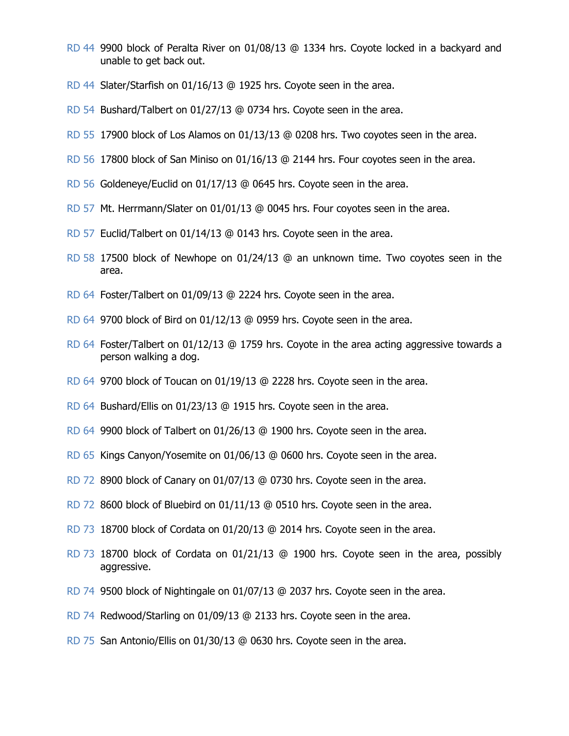RD 44 9900 block of Peralta River on 01/08/13 @ 1334 hrs. Coyote locked in a backyard and unable to get back out.

RD 44 Slater/Starfish on 01/16/13 @ 1925 hrs. Coyote seen in the area.

RD 54 Bushard/Talbert on 01/27/13 @ 0734 hrs. Coyote seen in the area.

RD 55 17900 block of Los Alamos on 01/13/13 @ 0208 hrs. Two coyotes seen in the area.

RD 56 17800 block of San Miniso on 01/16/13 @ 2144 hrs. Four coyotes seen in the area.

RD 56 Goldeneye/Euclid on 01/17/13 @ 0645 hrs. Coyote seen in the area.

RD 57 Mt. Herrmann/Slater on 01/01/13 @ 0045 hrs. Four coyotes seen in the area.

RD 57 Euclid/Talbert on 01/14/13 @ 0143 hrs. Coyote seen in the area.

RD 58 17500 block of Newhope on 01/24/13 @ an unknown time. Two coyotes seen in the area.

RD 64 Foster/Talbert on 01/09/13 @ 2224 hrs. Coyote seen in the area.

RD 64 9700 block of Bird on 01/12/13 @ 0959 hrs. Coyote seen in the area.

RD 64 Foster/Talbert on 01/12/13 @ 1759 hrs. Coyote in the area acting aggressive towards a person walking a dog.

RD 64 9700 block of Toucan on 01/19/13 @ 2228 hrs. Coyote seen in the area.

RD 64 Bushard/Ellis on 01/23/13 @ 1915 hrs. Coyote seen in the area.

RD 64 9900 block of Talbert on 01/26/13 @ 1900 hrs. Coyote seen in the area.

RD 65 Kings Canyon/Yosemite on 01/06/13 @ 0600 hrs. Coyote seen in the area.

RD 72 8900 block of Canary on 01/07/13 @ 0730 hrs. Coyote seen in the area.

RD 72 8600 block of Bluebird on 01/11/13 @ 0510 hrs. Coyote seen in the area.

RD 73 18700 block of Cordata on 01/20/13 @ 2014 hrs. Coyote seen in the area.

RD 73 18700 block of Cordata on 01/21/13 @ 1900 hrs. Coyote seen in the area, possibly aggressive.

RD 74 9500 block of Nightingale on 01/07/13 @ 2037 hrs. Coyote seen in the area.

RD 74 Redwood/Starling on 01/09/13 @ 2133 hrs. Coyote seen in the area.

RD 75 San Antonio/Ellis on 01/30/13 @ 0630 hrs. Coyote seen in the area.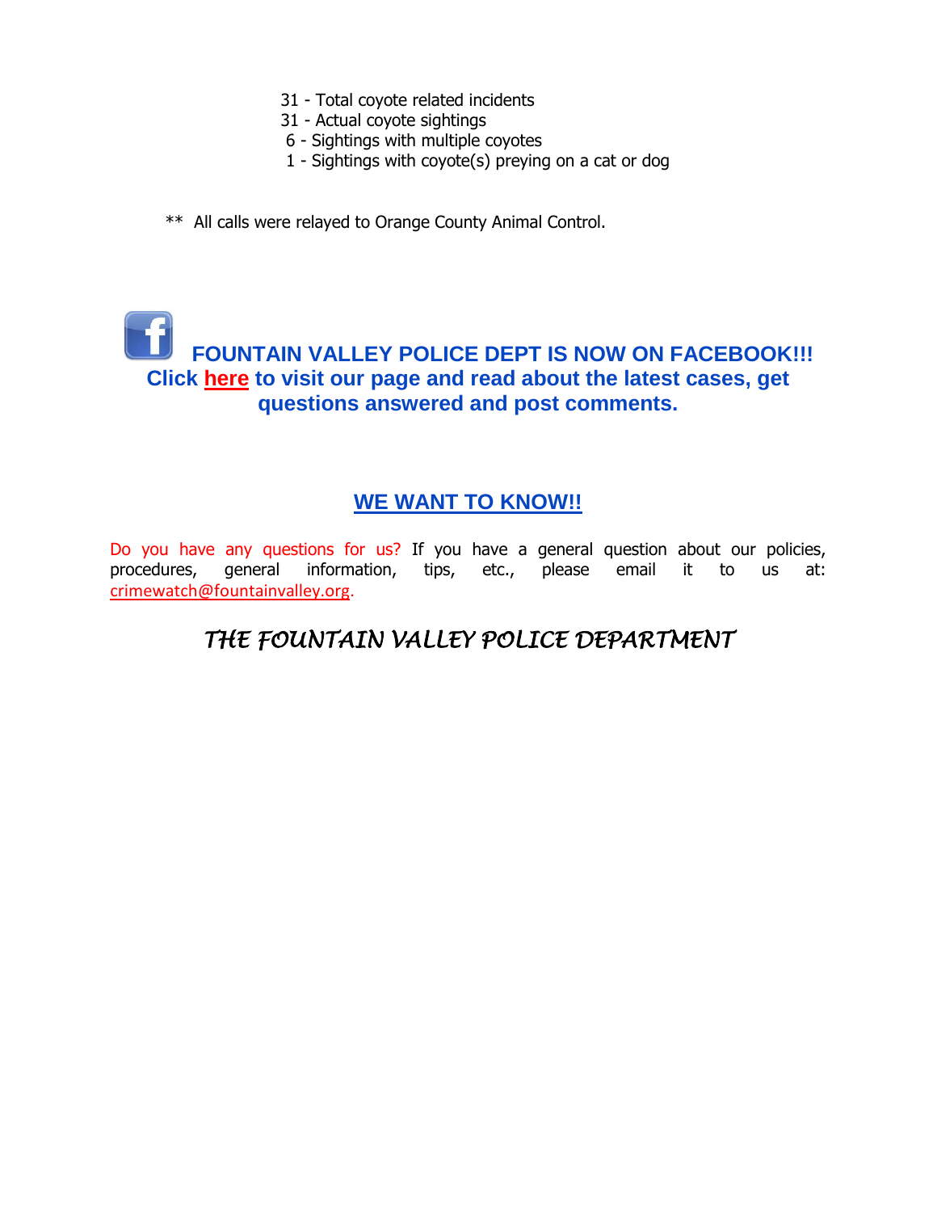31 - Total coyote related incidents
31 - Actual coyote sightings
6 - Sightings with multiple coyotes
1 - Sightings with coyote(s) preying on a cat or dog

** All calls were relayed to Orange County Animal Control.

**FOUNTAIN VALLEY POLICE DEPT IS NOW ON FACEBOOK!!!**
**Click here to visit our page and read about the latest cases, get questions answered and post comments.**

## WE WANT TO KNOW!!

Do you have any questions for us? If you have a general question about our policies, procedures, general information, tips, etc., please email it to us at: crimewatch@fountainvalley.org.

*THE FOUNTAIN VALLEY POLICE DEPARTMENT*